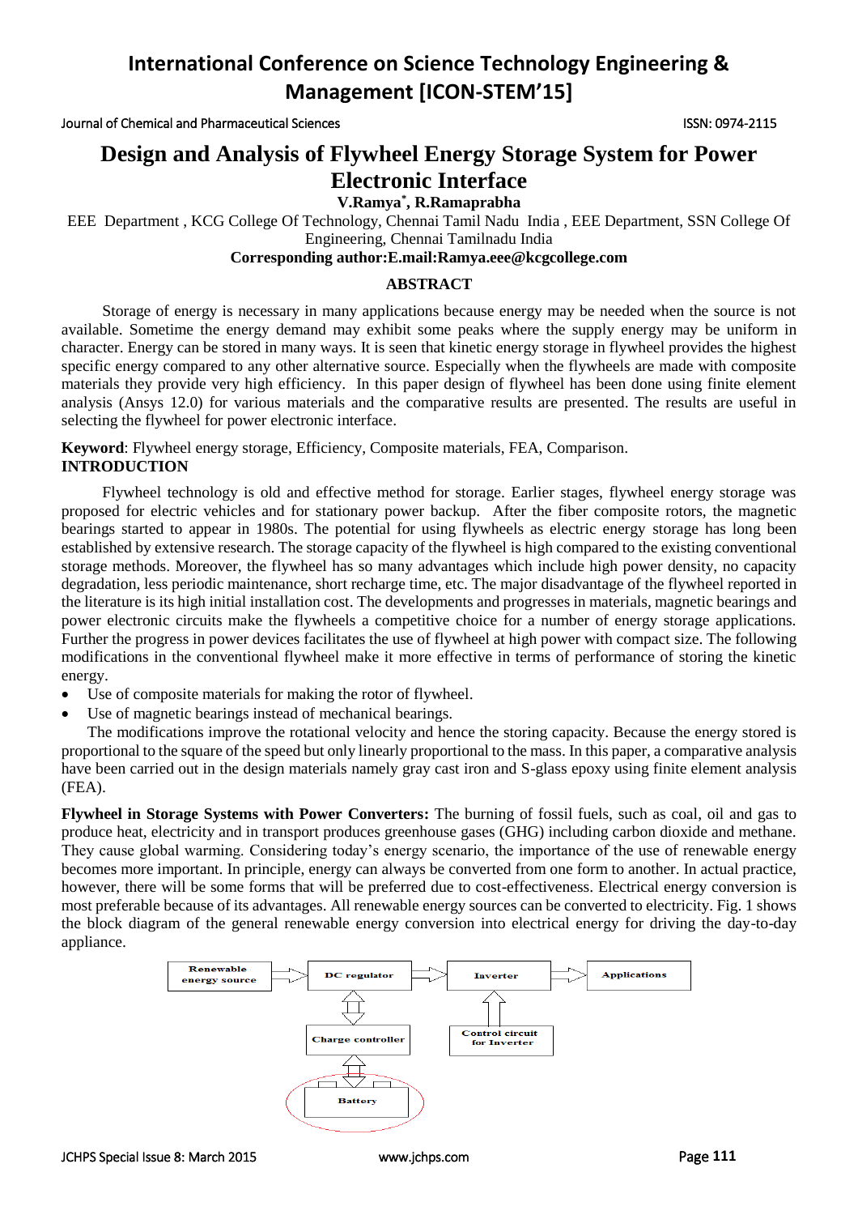# Design and Analysis of Flywheel Energy Storage System for Power Electronic Interface

**V.Ramya*, R.Ramaprabha**

EEE Department , KCG College Of Technology, Chennai Tamil Nadu India , EEE Department, SSN College Of Engineering, Chennai Tamilnadu India

**Corresponding author:E.mail:Ramya.eee@kcgcollege.com**

## ABSTRACT

Storage of energy is necessary in many applications because energy may be needed when the source is not available. Sometime the energy demand may exhibit some peaks where the supply energy may be uniform in character. Energy can be stored in many ways. It is seen that kinetic energy storage in flywheel provides the highest specific energy compared to any other alternative source. Especially when the flywheels are made with composite materials they provide very high efficiency. In this paper design of flywheel has been done using finite element analysis (Ansys 12.0) for various materials and the comparative results are presented. The results are useful in selecting the flywheel for power electronic interface.

**Keyword**: Flywheel energy storage, Efficiency, Composite materials, FEA, Comparison.

## INTRODUCTION

Flywheel technology is old and effective method for storage. Earlier stages, flywheel energy storage was proposed for electric vehicles and for stationary power backup. After the fiber composite rotors, the magnetic bearings started to appear in 1980s. The potential for using flywheels as electric energy storage has long been established by extensive research. The storage capacity of the flywheel is high compared to the existing conventional storage methods. Moreover, the flywheel has so many advantages which include high power density, no capacity degradation, less periodic maintenance, short recharge time, etc. The major disadvantage of the flywheel reported in the literature is its high initial installation cost. The developments and progresses in materials, magnetic bearings and power electronic circuits make the flywheels a competitive choice for a number of energy storage applications. Further the progress in power devices facilitates the use of flywheel at high power with compact size. The following modifications in the conventional flywheel make it more effective in terms of performance of storing the kinetic energy.

- Use of composite materials for making the rotor of flywheel.
- Use of magnetic bearings instead of mechanical bearings.

The modifications improve the rotational velocity and hence the storing capacity. Because the energy stored is proportional to the square of the speed but only linearly proportional to the mass. In this paper, a comparative analysis have been carried out in the design materials namely gray cast iron and S-glass epoxy using finite element analysis (FEA).

**Flywheel in Storage Systems with Power Converters:** The burning of fossil fuels, such as coal, oil and gas to produce heat, electricity and in transport produces greenhouse gases (GHG) including carbon dioxide and methane. They cause global warming. Considering today's energy scenario, the importance of the use of renewable energy becomes more important. In principle, energy can always be converted from one form to another. In actual practice, however, there will be some forms that will be preferred due to cost-effectiveness. Electrical energy conversion is most preferable because of its advantages. All renewable energy sources can be converted to electricity. Fig. 1 shows the block diagram of the general renewable energy conversion into electrical energy for driving the day-to-day appliance.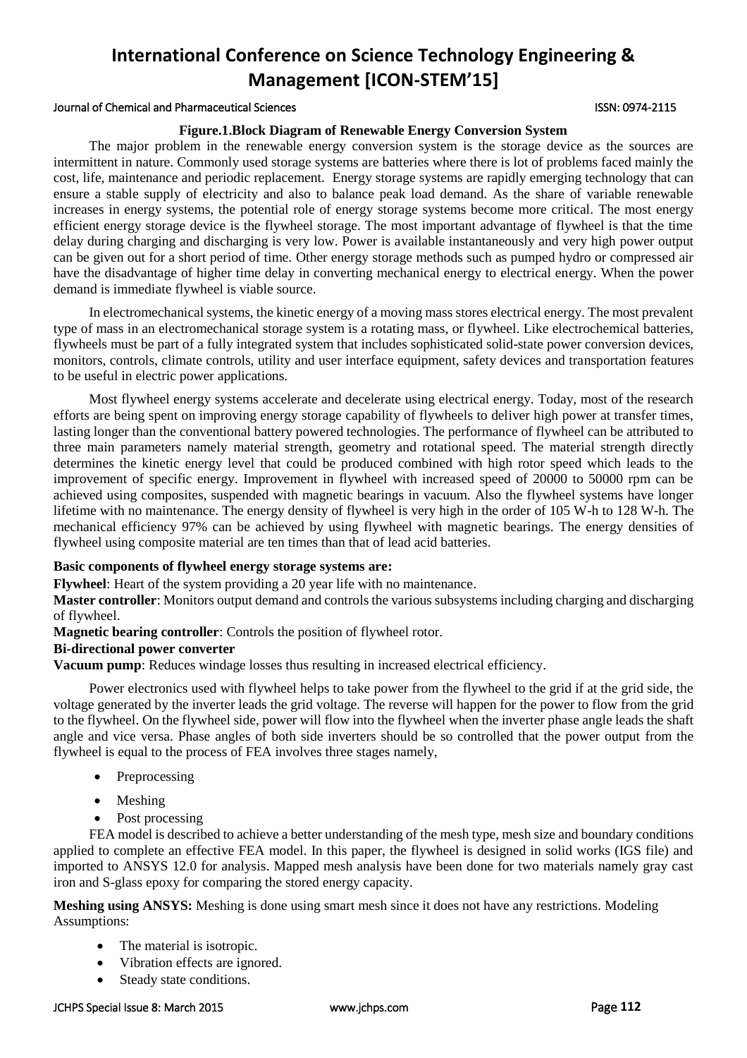**Figure.1.Block Diagram of Renewable Energy Conversion System**

The major problem in the renewable energy conversion system is the storage device as the sources are intermittent in nature. Commonly used storage systems are batteries where there is lot of problems faced mainly the cost, life, maintenance and periodic replacement. Energy storage systems are rapidly emerging technology that can ensure a stable supply of electricity and also to balance peak load demand. As the share of variable renewable increases in energy systems, the potential role of energy storage systems become more critical. The most energy efficient energy storage device is the flywheel storage. The most important advantage of flywheel is that the time delay during charging and discharging is very low. Power is available instantaneously and very high power output can be given out for a short period of time. Other energy storage methods such as pumped hydro or compressed air have the disadvantage of higher time delay in converting mechanical energy to electrical energy. When the power demand is immediate flywheel is viable source.

In electromechanical systems, the kinetic energy of a moving mass stores electrical energy. The most prevalent type of mass in an electromechanical storage system is a rotating mass, or flywheel. Like electrochemical batteries, flywheels must be part of a fully integrated system that includes sophisticated solid-state power conversion devices, monitors, controls, climate controls, utility and user interface equipment, safety devices and transportation features to be useful in electric power applications.

Most flywheel energy systems accelerate and decelerate using electrical energy. Today, most of the research efforts are being spent on improving energy storage capability of flywheels to deliver high power at transfer times, lasting longer than the conventional battery powered technologies. The performance of flywheel can be attributed to three main parameters namely material strength, geometry and rotational speed. The material strength directly determines the kinetic energy level that could be produced combined with high rotor speed which leads to the improvement of specific energy. Improvement in flywheel with increased speed of 20000 to 50000 rpm can be achieved using composites, suspended with magnetic bearings in vacuum. Also the flywheel systems have longer lifetime with no maintenance. The energy density of flywheel is very high in the order of 105 W-h to 128 W-h. The mechanical efficiency 97% can be achieved by using flywheel with magnetic bearings. The energy densities of flywheel using composite material are ten times than that of lead acid batteries.

**Basic components of flywheel energy storage systems are:**

**Flywheel**: Heart of the system providing a 20 year life with no maintenance.

**Master controller**: Monitors output demand and controls the various subsystems including charging and discharging of flywheel.

**Magnetic bearing controller**: Controls the position of flywheel rotor.

**Bi-directional power converter**

**Vacuum pump**: Reduces windage losses thus resulting in increased electrical efficiency.

Power electronics used with flywheel helps to take power from the flywheel to the grid if at the grid side, the voltage generated by the inverter leads the grid voltage. The reverse will happen for the power to flow from the grid to the flywheel. On the flywheel side, power will flow into the flywheel when the inverter phase angle leads the shaft angle and vice versa. Phase angles of both side inverters should be so controlled that the power output from the flywheel is equal to the process of FEA involves three stages namely,

- Preprocessing
- Meshing
- Post processing

FEA model is described to achieve a better understanding of the mesh type, mesh size and boundary conditions applied to complete an effective FEA model. In this paper, the flywheel is designed in solid works (IGS file) and imported to ANSYS 12.0 for analysis. Mapped mesh analysis have been done for two materials namely gray cast iron and S-glass epoxy for comparing the stored energy capacity.

**Meshing using ANSYS:** Meshing is done using smart mesh since it does not have any restrictions. Modeling Assumptions:

- The material is isotropic.
- Vibration effects are ignored.
- Steady state conditions.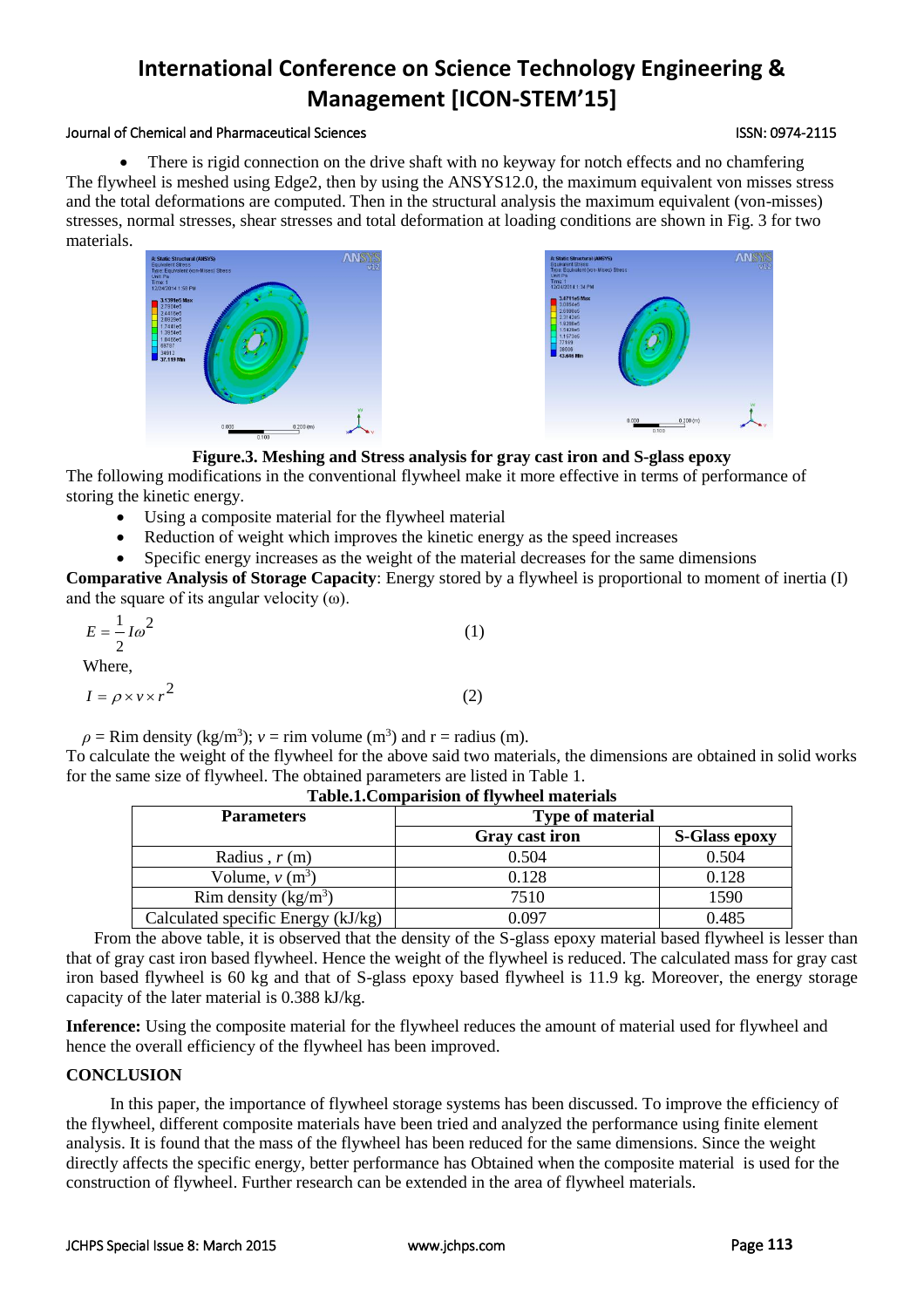- There is rigid connection on the drive shaft with no keyway for notch effects and no chamfering

The flywheel is meshed using Edge2, then by using the ANSYS12.0, the maximum equivalent von misses stress and the total deformations are computed. Then in the structural analysis the maximum equivalent (von-misses) stresses, normal stresses, shear stresses and total deformation at loading conditions are shown in Fig. 3 for two materials.

**Figure.3. Meshing and Stress analysis for gray cast iron and S-glass epoxy**

The following modifications in the conventional flywheel make it more effective in terms of performance of storing the kinetic energy.

- Using a composite material for the flywheel material
- Reduction of weight which improves the kinetic energy as the speed increases
- Specific energy increases as the weight of the material decreases for the same dimensions

**Comparative Analysis of Storage Capacity**: Energy stored by a flywheel is proportional to moment of inertia (I) and the square of its angular velocity (ω).

$$E = \frac{1}{2} I \omega^2 \quad (1)$$

Where,

$$I = \rho \times v \times r^2 \quad (2)$$

$\rho$ = Rim density (kg/m$^3$); $v$ = rim volume (m$^3$) and r = radius (m).

To calculate the weight of the flywheel for the above said two materials, the dimensions are obtained in solid works for the same size of flywheel. The obtained parameters are listed in Table 1.

**Table.1.Comparision of flywheel materials**

| Parameters | Type of material | |
|---|---|---|
| | Gray cast iron | S-Glass epoxy |
| Radius , $r$ (m) | 0.504 | 0.504 |
| Volume, $v$ (m$^3$) | 0.128 | 0.128 |
| Rim density (kg/m$^3$) | 7510 | 1590 |
| Calculated specific Energy (kJ/kg) | 0.097 | 0.485 |

From the above table, it is observed that the density of the S-glass epoxy material based flywheel is lesser than that of gray cast iron based flywheel. Hence the weight of the flywheel is reduced. The calculated mass for gray cast iron based flywheel is 60 kg and that of S-glass epoxy based flywheel is 11.9 kg. Moreover, the energy storage capacity of the later material is 0.388 kJ/kg.

**Inference:** Using the composite material for the flywheel reduces the amount of material used for flywheel and hence the overall efficiency of the flywheel has been improved.

## CONCLUSION

In this paper, the importance of flywheel storage systems has been discussed. To improve the efficiency of the flywheel, different composite materials have been tried and analyzed the performance using finite element analysis. It is found that the mass of the flywheel has been reduced for the same dimensions. Since the weight directly affects the specific energy, better performance has Obtained when the composite material is used for the construction of flywheel. Further research can be extended in the area of flywheel materials.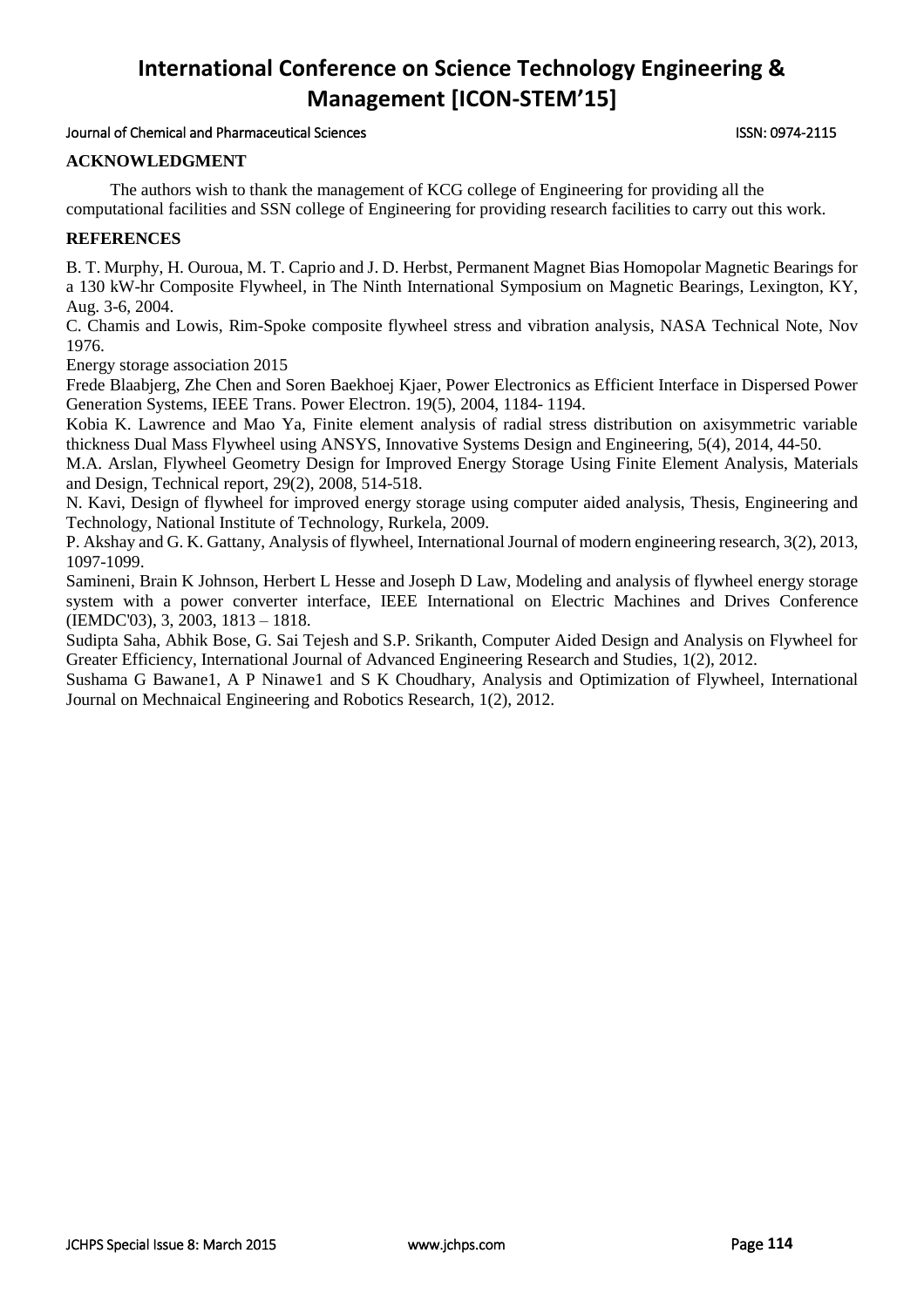## ACKNOWLEDGMENT

The authors wish to thank the management of KCG college of Engineering for providing all the computational facilities and SSN college of Engineering for providing research facilities to carry out this work.

## REFERENCES

B. T. Murphy, H. Ouroua, M. T. Caprio and J. D. Herbst, Permanent Magnet Bias Homopolar Magnetic Bearings for a 130 kW-hr Composite Flywheel, in The Ninth International Symposium on Magnetic Bearings, Lexington, KY, Aug. 3-6, 2004.

C. Chamis and Lowis, Rim-Spoke composite flywheel stress and vibration analysis, NASA Technical Note, Nov 1976.

Energy storage association 2015

Frede Blaabjerg, Zhe Chen and Soren Baekhoej Kjaer, Power Electronics as Efficient Interface in Dispersed Power Generation Systems, IEEE Trans. Power Electron. 19(5), 2004, 1184- 1194.

Kobia K. Lawrence and Mao Ya, Finite element analysis of radial stress distribution on axisymmetric variable thickness Dual Mass Flywheel using ANSYS, Innovative Systems Design and Engineering, 5(4), 2014, 44-50.

M.A. Arslan, Flywheel Geometry Design for Improved Energy Storage Using Finite Element Analysis, Materials and Design, Technical report, 29(2), 2008, 514-518.

N. Kavi, Design of flywheel for improved energy storage using computer aided analysis, Thesis, Engineering and Technology, National Institute of Technology, Rurkela, 2009.

P. Akshay and G. K. Gattany, Analysis of flywheel, International Journal of modern engineering research, 3(2), 2013, 1097-1099.

Samineni, Brain K Johnson, Herbert L Hesse and Joseph D Law, Modeling and analysis of flywheel energy storage system with a power converter interface, IEEE International on Electric Machines and Drives Conference (IEMDC'03), 3, 2003, 1813 – 1818.

Sudipta Saha, Abhik Bose, G. Sai Tejesh and S.P. Srikanth, Computer Aided Design and Analysis on Flywheel for Greater Efficiency, International Journal of Advanced Engineering Research and Studies, 1(2), 2012.

Sushama G Bawane1, A P Ninawe1 and S K Choudhary, Analysis and Optimization of Flywheel, International Journal on Mechnaical Engineering and Robotics Research, 1(2), 2012.